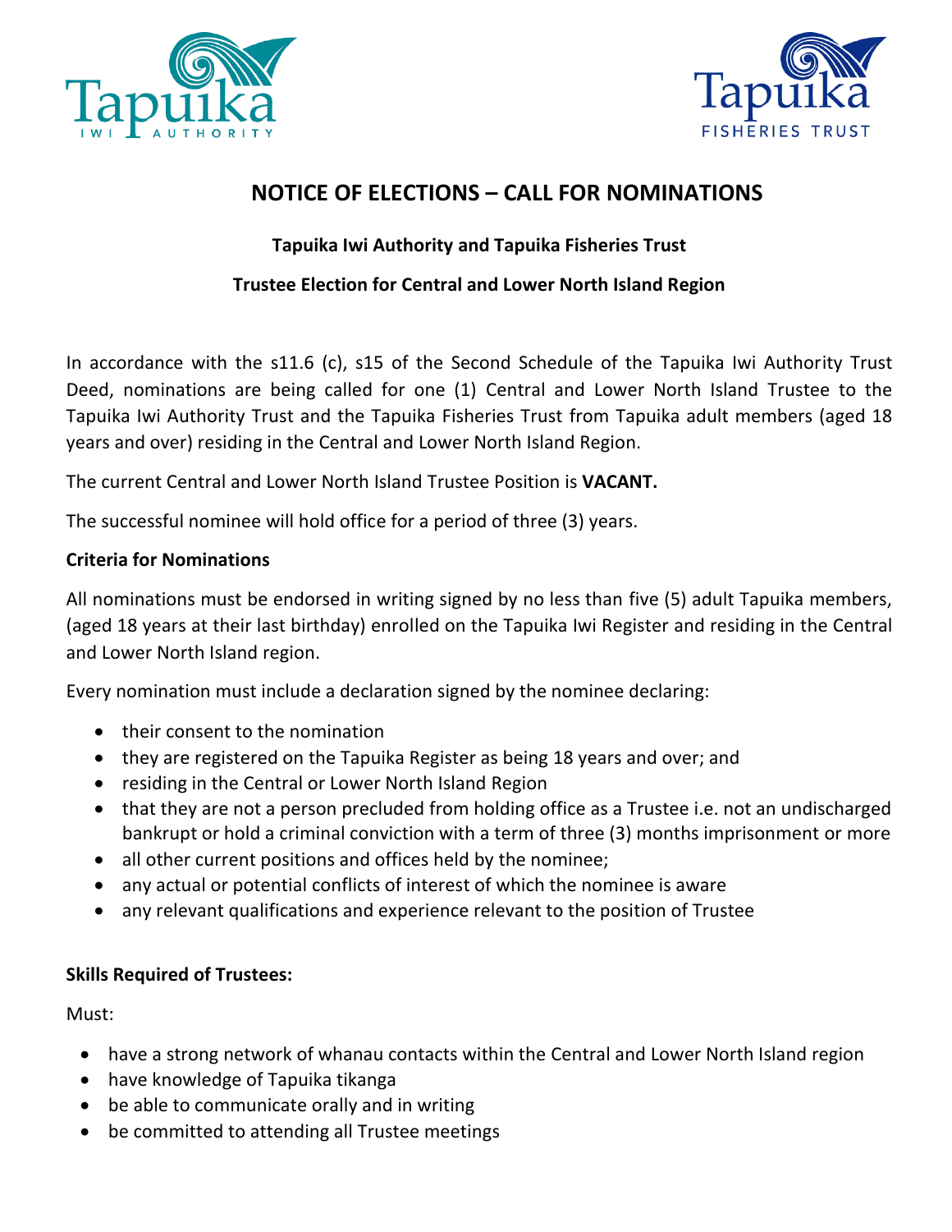# NOTICE OF ELECTIONS – CALL FOR NOMINATIONS

**Tapuika Iwi Authority and Tapuika Fisheries Trust**

**Trustee Election for Central and Lower North Island Region**

In accordance with the s11.6 (c), s15 of the Second Schedule of the Tapuika Iwi Authority Trust Deed, nominations are being called for one (1) Central and Lower North Island Trustee to the Tapuika Iwi Authority Trust and the Tapuika Fisheries Trust from Tapuika adult members (aged 18 years and over) residing in the Central and Lower North Island Region.

The current Central and Lower North Island Trustee Position is **VACANT.**

The successful nominee will hold office for a period of three (3) years.

**Criteria for Nominations**

All nominations must be endorsed in writing signed by no less than five (5) adult Tapuika members, (aged 18 years at their last birthday) enrolled on the Tapuika Iwi Register and residing in the Central and Lower North Island region.

Every nomination must include a declaration signed by the nominee declaring:

- their consent to the nomination
- they are registered on the Tapuika Register as being 18 years and over; and
- residing in the Central or Lower North Island Region
- that they are not a person precluded from holding office as a Trustee i.e. not an undischarged bankrupt or hold a criminal conviction with a term of three (3) months imprisonment or more
- all other current positions and offices held by the nominee;
- any actual or potential conflicts of interest of which the nominee is aware
- any relevant qualifications and experience relevant to the position of Trustee

**Skills Required of Trustees:**

Must:

- have a strong network of whanau contacts within the Central and Lower North Island region
- have knowledge of Tapuika tikanga
- be able to communicate orally and in writing
- be committed to attending all Trustee meetings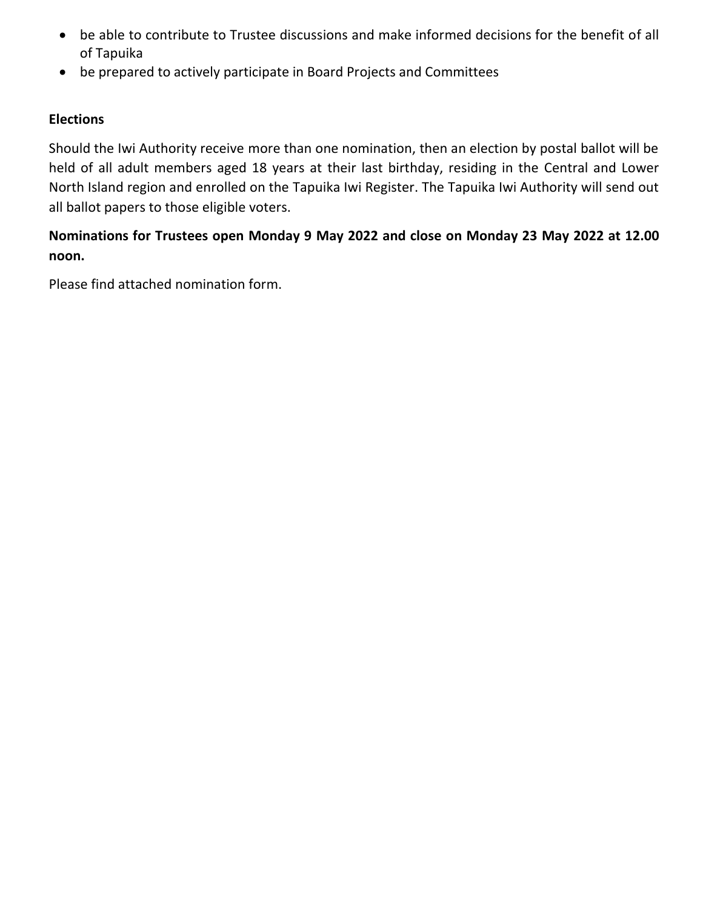- be able to contribute to Trustee discussions and make informed decisions for the benefit of all of Tapuika
- be prepared to actively participate in Board Projects and Committees

**Elections**

Should the Iwi Authority receive more than one nomination, then an election by postal ballot will be held of all adult members aged 18 years at their last birthday, residing in the Central and Lower North Island region and enrolled on the Tapuika Iwi Register. The Tapuika Iwi Authority will send out all ballot papers to those eligible voters.

**Nominations for Trustees open Monday 9 May 2022 and close on Monday 23 May 2022 at 12.00 noon.**

Please find attached nomination form.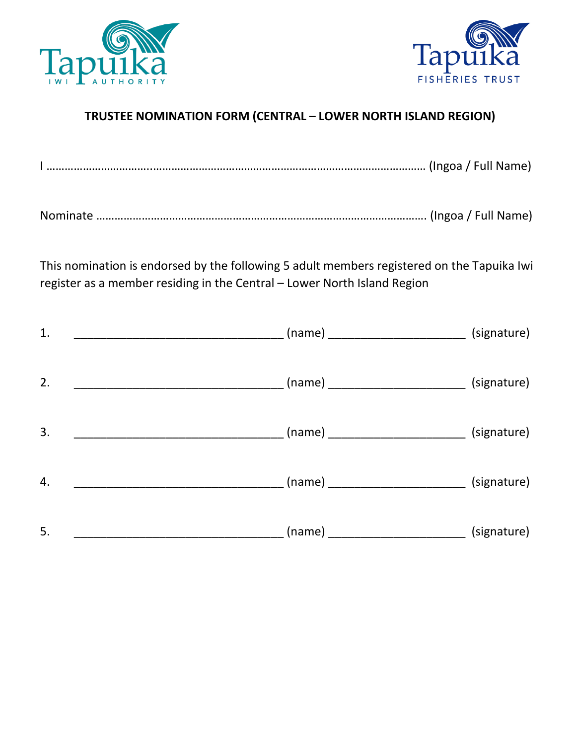Tapuika IWI AUTHORITY

Tapuika FISHERIES TRUST

**TRUSTEE NOMINATION FORM (CENTRAL – LOWER NORTH ISLAND REGION)**

I …………………………………………………………………………………………………………… (Ingoa / Full Name)

Nominate ……………………………………………………………………………………………… (Ingoa / Full Name)

This nomination is endorsed by the following 5 adult members registered on the Tapuika Iwi register as a member residing in the Central – Lower North Island Region

1. ________________________________ (name) _____________________ (signature)

2. ________________________________ (name) _____________________ (signature)

3. ________________________________ (name) _____________________ (signature)

4. ________________________________ (name) _____________________ (signature)

5. ________________________________ (name) _____________________ (signature)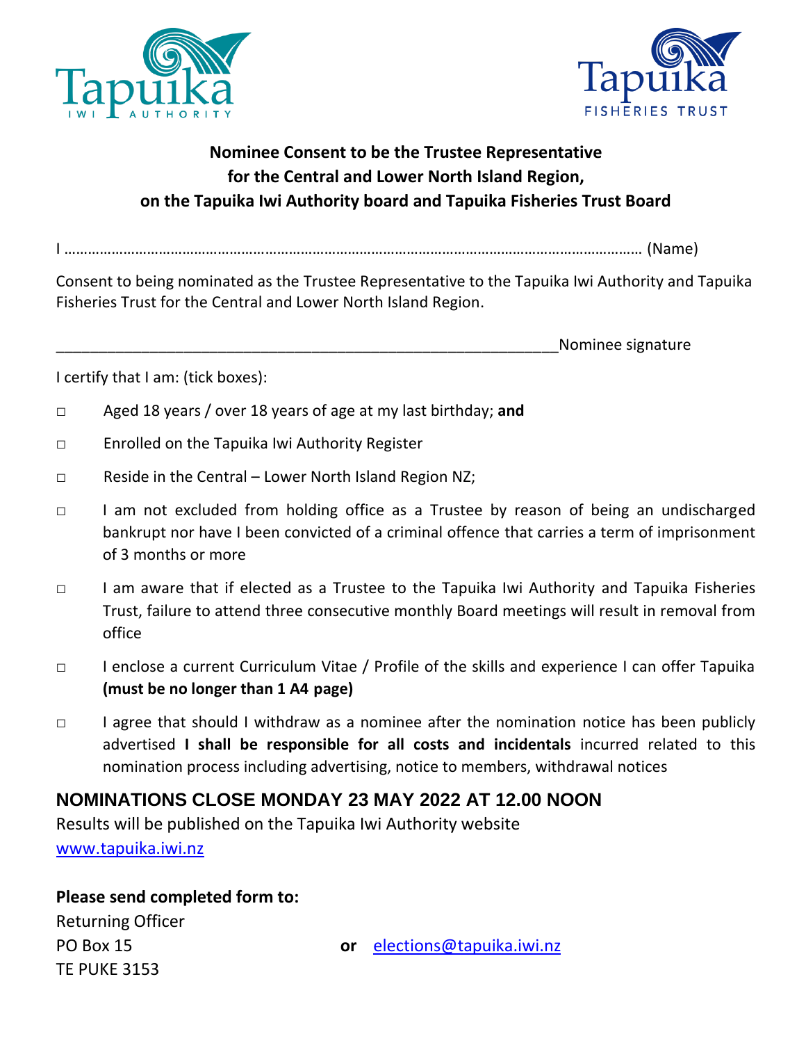Tapuika IWI AUTHORITY

Tapuika FISHERIES TRUST

## Nominee Consent to be the Trustee Representative for the Central and Lower North Island Region, on the Tapuika Iwi Authority board and Tapuika Fisheries Trust Board

I ……………………………………………………………………………………………………………………………… (Name)

Consent to being nominated as the Trustee Representative to the Tapuika Iwi Authority and Tapuika Fisheries Trust for the Central and Lower North Island Region.

_____________________________________________________________Nominee signature

I certify that I am: (tick boxes):

- □ Aged 18 years / over 18 years of age at my last birthday; **and**
- □ Enrolled on the Tapuika Iwi Authority Register
- □ Reside in the Central – Lower North Island Region NZ;
- □ I am not excluded from holding office as a Trustee by reason of being an undischarged bankrupt nor have I been convicted of a criminal offence that carries a term of imprisonment of 3 months or more
- □ I am aware that if elected as a Trustee to the Tapuika Iwi Authority and Tapuika Fisheries Trust, failure to attend three consecutive monthly Board meetings will result in removal from office
- □ I enclose a current Curriculum Vitae / Profile of the skills and experience I can offer Tapuika **(must be no longer than 1 A4 page)**
- □ I agree that should I withdraw as a nominee after the nomination notice has been publicly advertised **I shall be responsible for all costs and incidentals** incurred related to this nomination process including advertising, notice to members, withdrawal notices

## NOMINATIONS CLOSE MONDAY 23 MAY 2022 AT 12.00 NOON

Results will be published on the Tapuika Iwi Authority website
www.tapuika.iwi.nz

**Please send completed form to:**

Returning Officer
PO Box 15 **or** elections@tapuika.iwi.nz
TE PUKE 3153